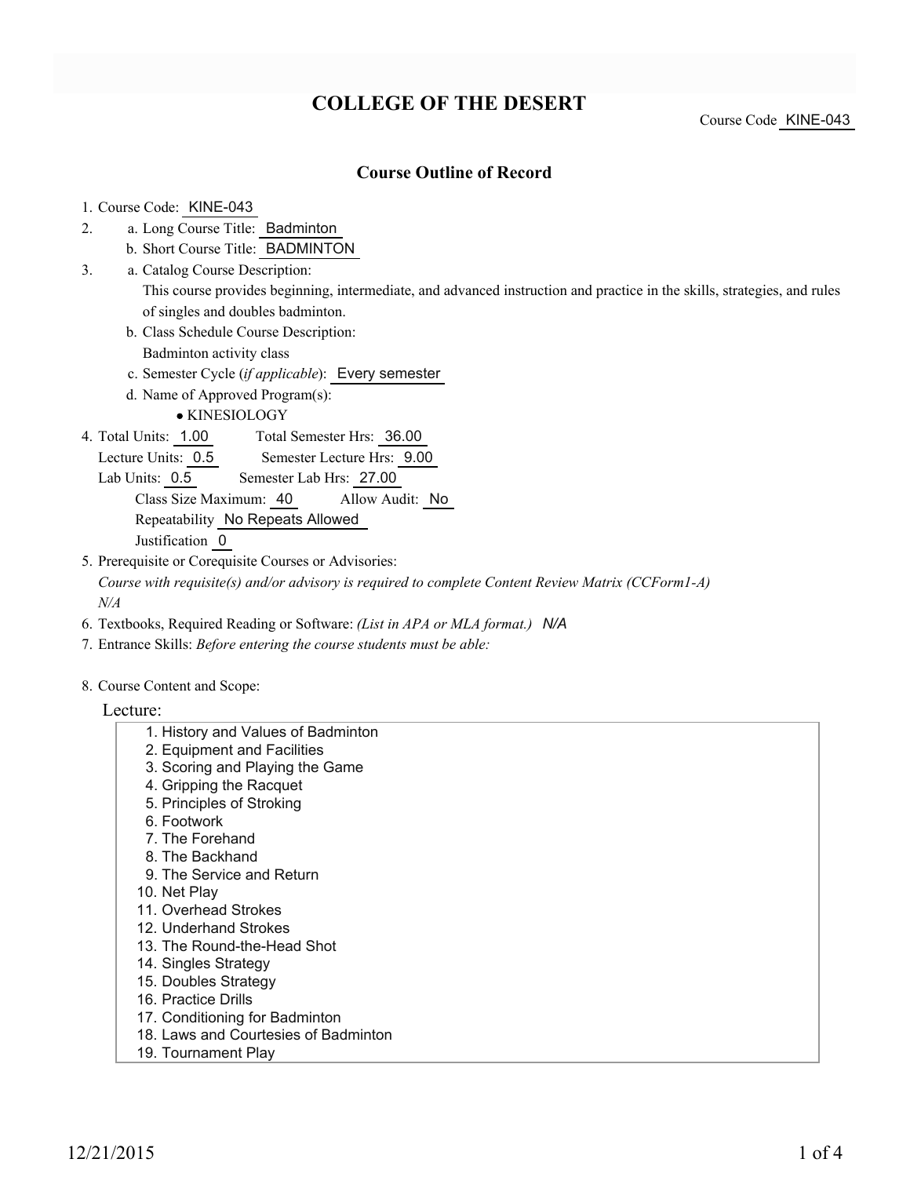# COLLEGE OF THE DESERT

Course Code KINE-043

## Course Outline of Record

1. Course Code: KINE-043
2. a. Long Course Title: Badminton
   b. Short Course Title: BADMINTON
3. a. Catalog Course Description:
   This course provides beginning, intermediate, and advanced instruction and practice in the skills, strategies, and rules of singles and doubles badminton.
   b. Class Schedule Course Description:
   Badminton activity class
   c. Semester Cycle (*if applicable*): Every semester
   d. Name of Approved Program(s):
   - KINESIOLOGY
4. Total Units: 1.00 Total Semester Hrs: 36.00
   Lecture Units: 0.5 Semester Lecture Hrs: 9.00
   Lab Units: 0.5 Semester Lab Hrs: 27.00
   Class Size Maximum: 40 Allow Audit: No
   Repeatability No Repeats Allowed
   Justification 0
5. Prerequisite or Corequisite Courses or Advisories:
   *Course with requisite(s) and/or advisory is required to complete Content Review Matrix (CCForm1-A)*
   *N/A*
6. Textbooks, Required Reading or Software: *(List in APA or MLA format.)* *N/A*
7. Entrance Skills: *Before entering the course students must be able:*

8. Course Content and Scope:

Lecture:

1. History and Values of Badminton
2. Equipment and Facilities
3. Scoring and Playing the Game
4. Gripping the Racquet
5. Principles of Stroking
6. Footwork
7. The Forehand
8. The Backhand
9. The Service and Return
10. Net Play
11. Overhead Strokes
12. Underhand Strokes
13. The Round-the-Head Shot
14. Singles Strategy
15. Doubles Strategy
16. Practice Drills
17. Conditioning for Badminton
18. Laws and Courtesies of Badminton
19. Tournament Play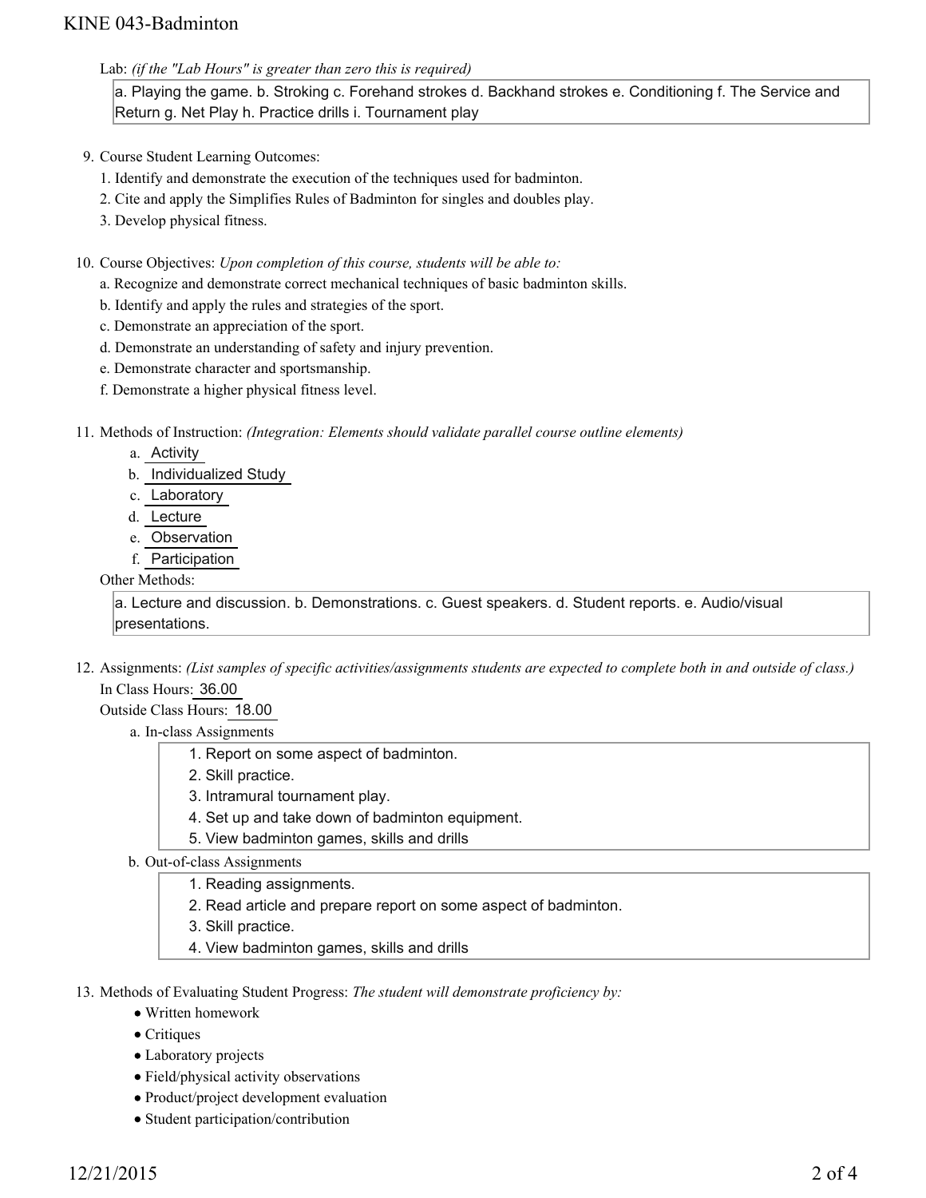Lab: *(if the "Lab Hours" is greater than zero this is required)*

a. Playing the game. b. Stroking c. Forehand strokes d. Backhand strokes e. Conditioning f. The Service and Return g. Net Play h. Practice drills i. Tournament play

9. Course Student Learning Outcomes:
   1. Identify and demonstrate the execution of the techniques used for badminton.
   2. Cite and apply the Simplifies Rules of Badminton for singles and doubles play.
   3. Develop physical fitness.

10. Course Objectives: *Upon completion of this course, students will be able to:*
    a. Recognize and demonstrate correct mechanical techniques of basic badminton skills.
    b. Identify and apply the rules and strategies of the sport.
    c. Demonstrate an appreciation of the sport.
    d. Demonstrate an understanding of safety and injury prevention.
    e. Demonstrate character and sportsmanship.
    f. Demonstrate a higher physical fitness level.

11. Methods of Instruction: *(Integration: Elements should validate parallel course outline elements)*
    a. Activity
    b. Individualized Study
    c. Laboratory
    d. Lecture
    e. Observation
    f. Participation

    Other Methods:

    a. Lecture and discussion. b. Demonstrations. c. Guest speakers. d. Student reports. e. Audio/visual presentations.

12. Assignments: *(List samples of specific activities/assignments students are expected to complete both in and outside of class.)*

    In Class Hours: 36.00

    Outside Class Hours: 18.00

    a. In-class Assignments
       1. Report on some aspect of badminton.
       2. Skill practice.
       3. Intramural tournament play.
       4. Set up and take down of badminton equipment.
       5. View badminton games, skills and drills

    b. Out-of-class Assignments
       1. Reading assignments.
       2. Read article and prepare report on some aspect of badminton.
       3. Skill practice.
       4. View badminton games, skills and drills

13. Methods of Evaluating Student Progress: *The student will demonstrate proficiency by:*
    - Written homework
    - Critiques
    - Laboratory projects
    - Field/physical activity observations
    - Product/project development evaluation
    - Student participation/contribution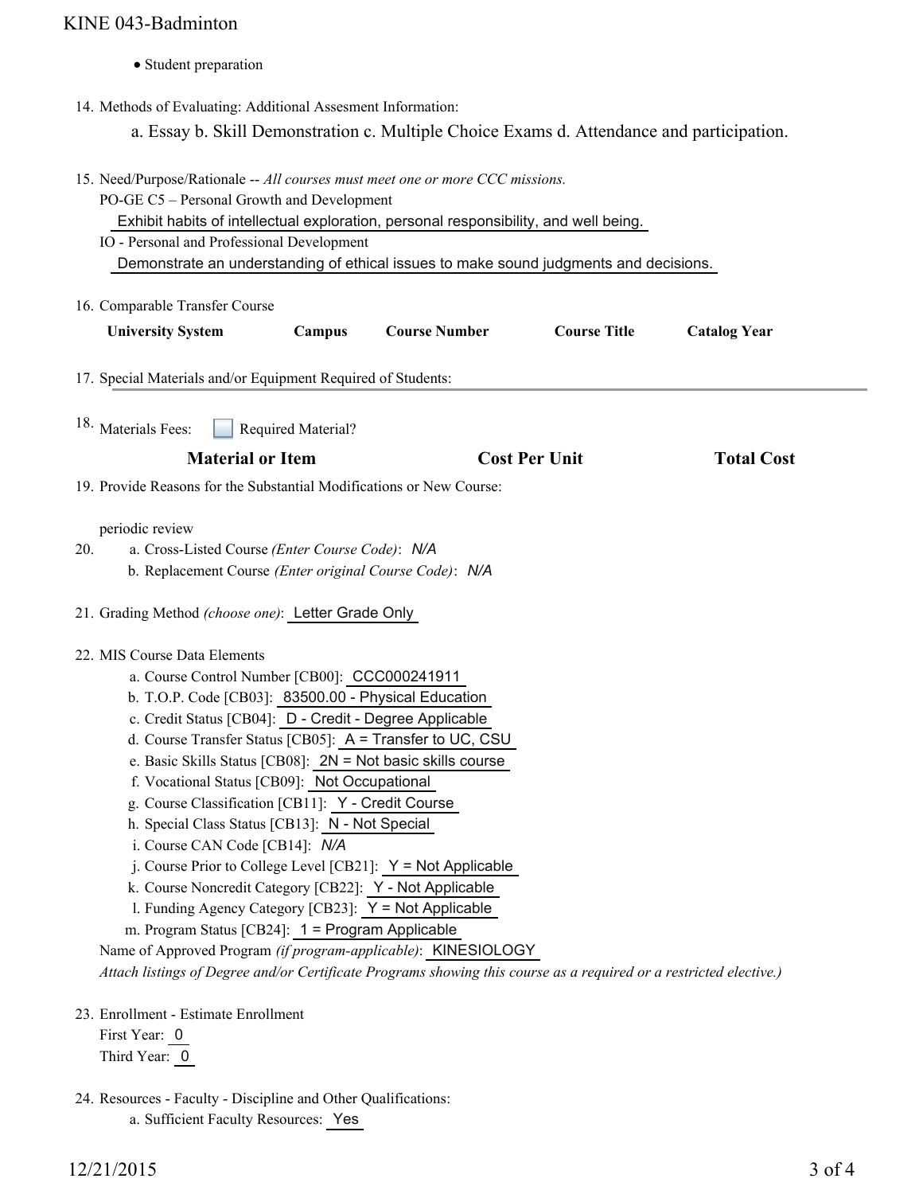- Student preparation

14. Methods of Evaluating: Additional Assesment Information:

    a. Essay b. Skill Demonstration c. Multiple Choice Exams d. Attendance and participation.

15. Need/Purpose/Rationale -- *All courses must meet one or more CCC missions.*

    PO-GE C5 – Personal Growth and Development

    Exhibit habits of intellectual exploration, personal responsibility, and well being.

    IO - Personal and Professional Development

    Demonstrate an understanding of ethical issues to make sound judgments and decisions.

16. Comparable Transfer Course

| University System | Campus | Course Number | Course Title | Catalog Year |
|---|---|---|---|---|

17. Special Materials and/or Equipment Required of Students:

18. Materials Fees: ☐ Required Material?

| Material or Item | Cost Per Unit | Total Cost |
|---|---|---|

19. Provide Reasons for the Substantial Modifications or New Course:

    periodic review

20. a. Cross-Listed Course *(Enter Course Code)*: *N/A*

    b. Replacement Course *(Enter original Course Code)*: *N/A*

21. Grading Method *(choose one)*: Letter Grade Only

22. MIS Course Data Elements

    a. Course Control Number [CB00]: CCC000241911
    b. T.O.P. Code [CB03]: 83500.00 - Physical Education
    c. Credit Status [CB04]: D - Credit - Degree Applicable
    d. Course Transfer Status [CB05]: A = Transfer to UC, CSU
    e. Basic Skills Status [CB08]: 2N = Not basic skills course
    f. Vocational Status [CB09]: Not Occupational
    g. Course Classification [CB11]: Y - Credit Course
    h. Special Class Status [CB13]: N - Not Special
    i. Course CAN Code [CB14]: *N/A*
    j. Course Prior to College Level [CB21]: Y = Not Applicable
    k. Course Noncredit Category [CB22]: Y - Not Applicable
    l. Funding Agency Category [CB23]: Y = Not Applicable
    m. Program Status [CB24]: 1 = Program Applicable

    Name of Approved Program *(if program-applicable)*: KINESIOLOGY

    *Attach listings of Degree and/or Certificate Programs showing this course as a required or a restricted elective.)*

23. Enrollment - Estimate Enrollment

    First Year: 0

    Third Year: 0

24. Resources - Faculty - Discipline and Other Qualifications:

    a. Sufficient Faculty Resources: Yes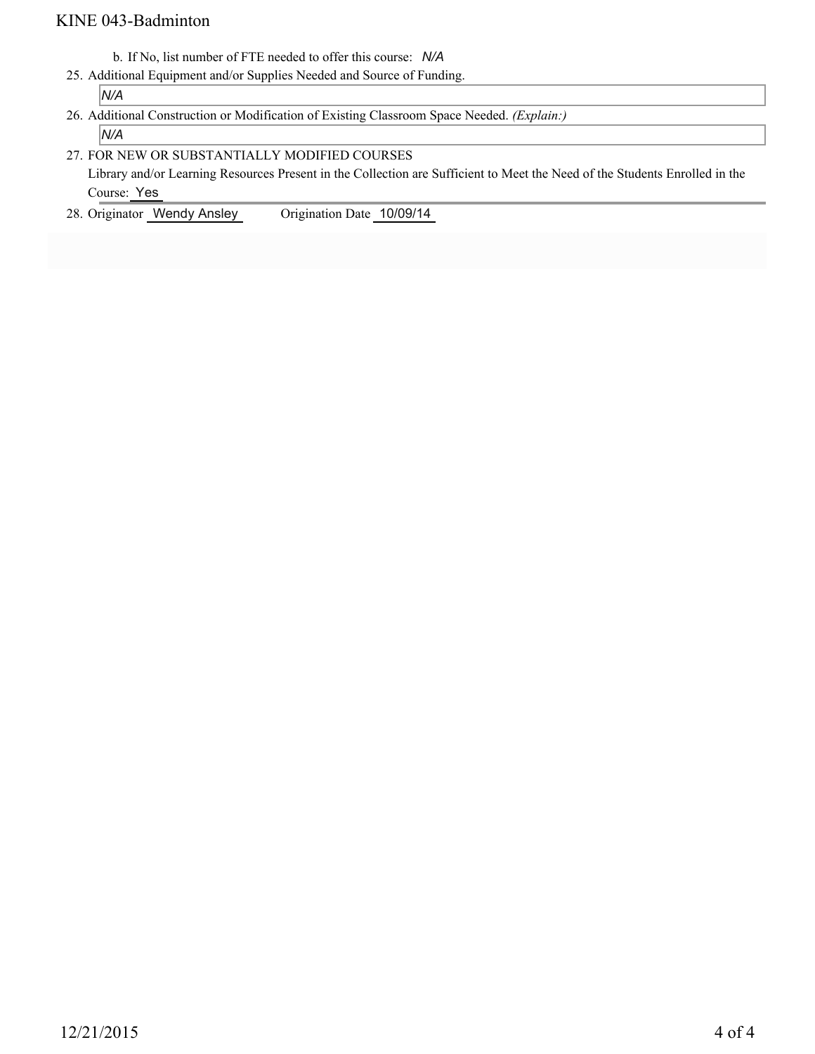b. If No, list number of FTE needed to offer this course: *N/A*

25. Additional Equipment and/or Supplies Needed and Source of Funding.

    *N/A*

26. Additional Construction or Modification of Existing Classroom Space Needed. *(Explain:)*

    *N/A*

27. FOR NEW OR SUBSTANTIALLY MODIFIED COURSES

    Library and/or Learning Resources Present in the Collection are Sufficient to Meet the Need of the Students Enrolled in the Course: Yes

28. Originator Wendy Ansley Origination Date 10/09/14